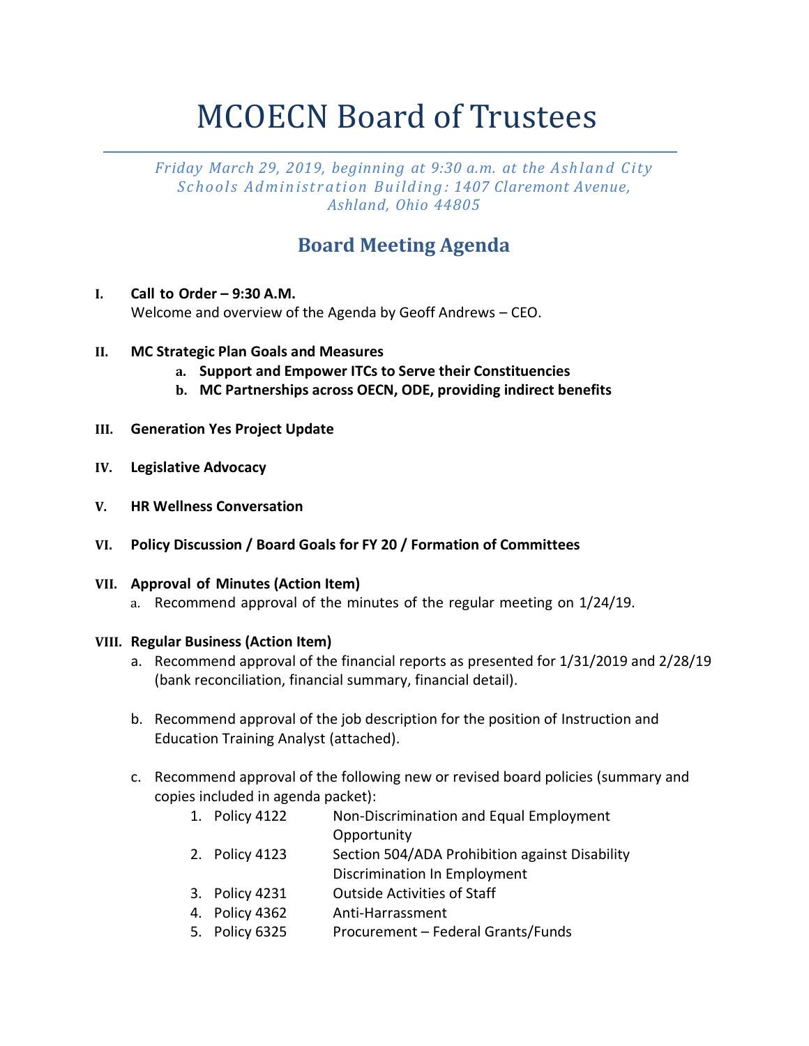# MCOECN Board of Trustees

*Friday March 29, 2019, beginning at 9:30 a.m. at the Ashland City Schools Administration Building: 1407 Claremont Avenue, Ashland, Ohio 44805*

## Board Meeting Agenda

**I. Call to Order – 9:30 A.M.**
Welcome and overview of the Agenda by Geoff Andrews – CEO.

**II. MC Strategic Plan Goals and Measures**
- **a. Support and Empower ITCs to Serve their Constituencies**
- **b. MC Partnerships across OECN, ODE, providing indirect benefits**

**III. Generation Yes Project Update**

**IV. Legislative Advocacy**

**V. HR Wellness Conversation**

**VI. Policy Discussion / Board Goals for FY 20 / Formation of Committees**

**VII. Approval of Minutes (Action Item)**
- a. Recommend approval of the minutes of the regular meeting on 1/24/19.

**VIII. Regular Business (Action Item)**
- a. Recommend approval of the financial reports as presented for 1/31/2019 and 2/28/19 (bank reconciliation, financial summary, financial detail).
- b. Recommend approval of the job description for the position of Instruction and Education Training Analyst (attached).
- c. Recommend approval of the following new or revised board policies (summary and copies included in agenda packet):
  1. Policy 4122 Non-Discrimination and Equal Employment Opportunity
  2. Policy 4123 Section 504/ADA Prohibition against Disability Discrimination In Employment
  3. Policy 4231 Outside Activities of Staff
  4. Policy 4362 Anti-Harrassment
  5. Policy 6325 Procurement – Federal Grants/Funds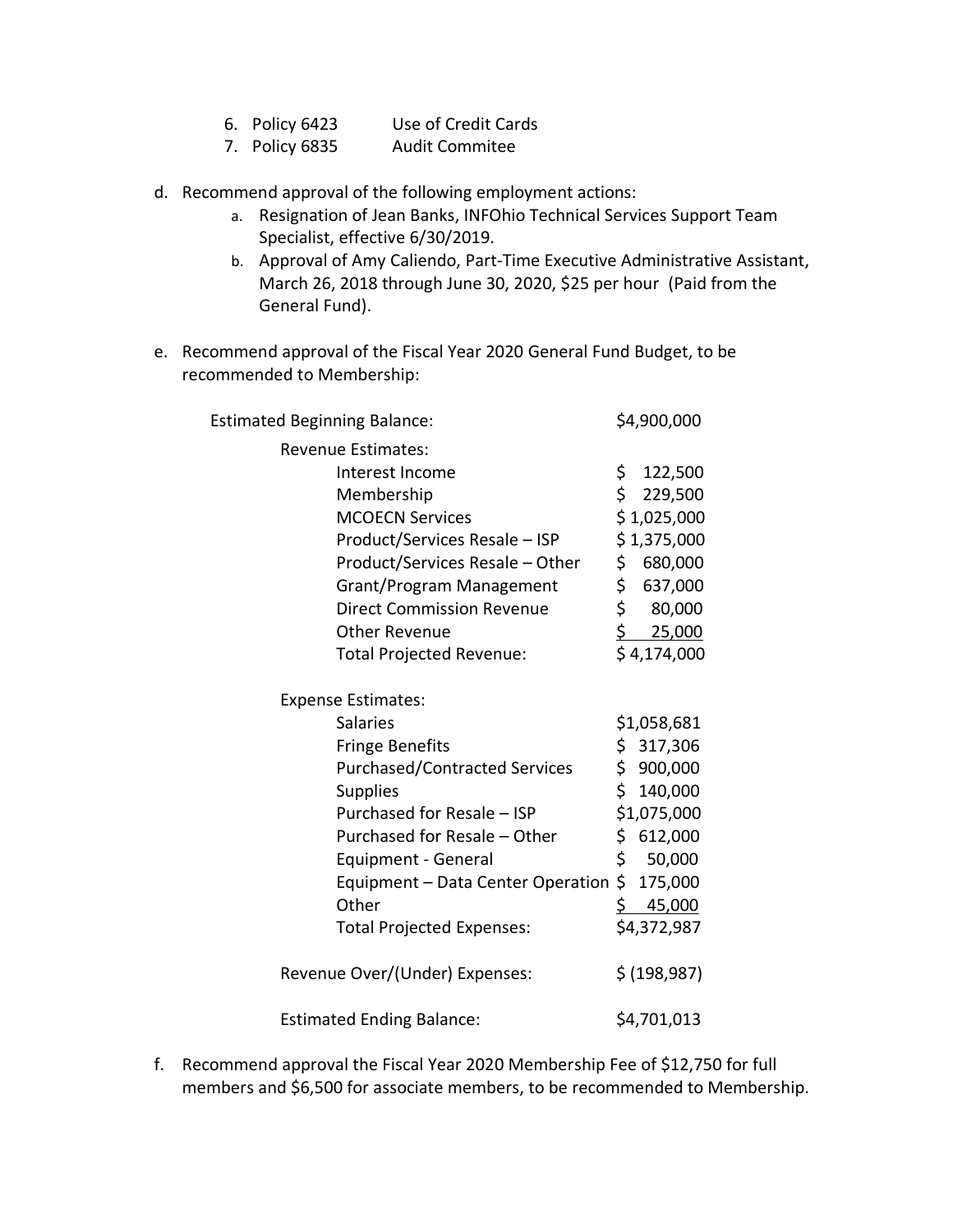6. Policy 6423 Use of Credit Cards
7. Policy 6835 Audit Commitee

d. Recommend approval of the following employment actions:
   a. Resignation of Jean Banks, INFOhio Technical Services Support Team Specialist, effective 6/30/2019.
   b. Approval of Amy Caliendo, Part-Time Executive Administrative Assistant, March 26, 2018 through June 30, 2020, $25 per hour (Paid from the General Fund).

e. Recommend approval of the Fiscal Year 2020 General Fund Budget, to be recommended to Membership:

| | |
|---|---|
| Estimated Beginning Balance: | $4,900,000 |
| Revenue Estimates: | |
| Interest Income | $ 122,500 |
| Membership | $ 229,500 |
| MCOECN Services | $ 1,025,000 |
| Product/Services Resale – ISP | $ 1,375,000 |
| Product/Services Resale – Other | $ 680,000 |
| Grant/Program Management | $ 637,000 |
| Direct Commission Revenue | $ 80,000 |
| Other Revenue | $ 25,000 |
| Total Projected Revenue: | $ 4,174,000 |
| Expense Estimates: | |
| Salaries | $1,058,681 |
| Fringe Benefits | $ 317,306 |
| Purchased/Contracted Services | $ 900,000 |
| Supplies | $ 140,000 |
| Purchased for Resale – ISP | $1,075,000 |
| Purchased for Resale – Other | $ 612,000 |
| Equipment - General | $ 50,000 |
| Equipment – Data Center Operation | $ 175,000 |
| Other | $ 45,000 |
| Total Projected Expenses: | $4,372,987 |
| Revenue Over/(Under) Expenses: | $ (198,987) |
| Estimated Ending Balance: | $4,701,013 |

f. Recommend approval the Fiscal Year 2020 Membership Fee of $12,750 for full members and $6,500 for associate members, to be recommended to Membership.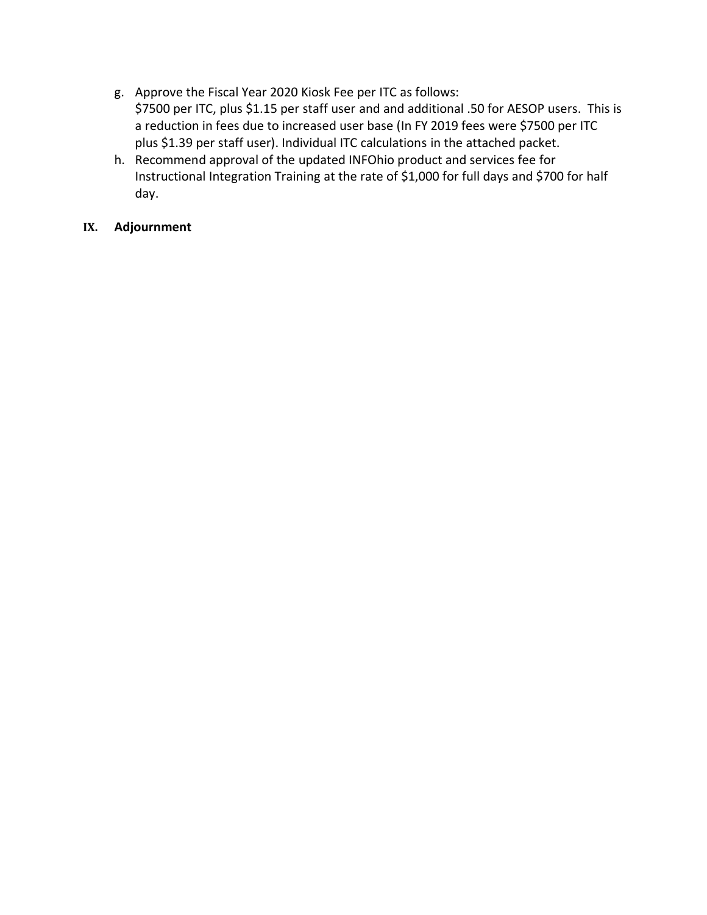g. Approve the Fiscal Year 2020 Kiosk Fee per ITC as follows:
   $7500 per ITC, plus $1.15 per staff user and and additional .50 for AESOP users. This is a reduction in fees due to increased user base (In FY 2019 fees were $7500 per ITC plus $1.39 per staff user). Individual ITC calculations in the attached packet.
h. Recommend approval of the updated INFOhio product and services fee for Instructional Integration Training at the rate of $1,000 for full days and $700 for half day.

## IX. Adjournment